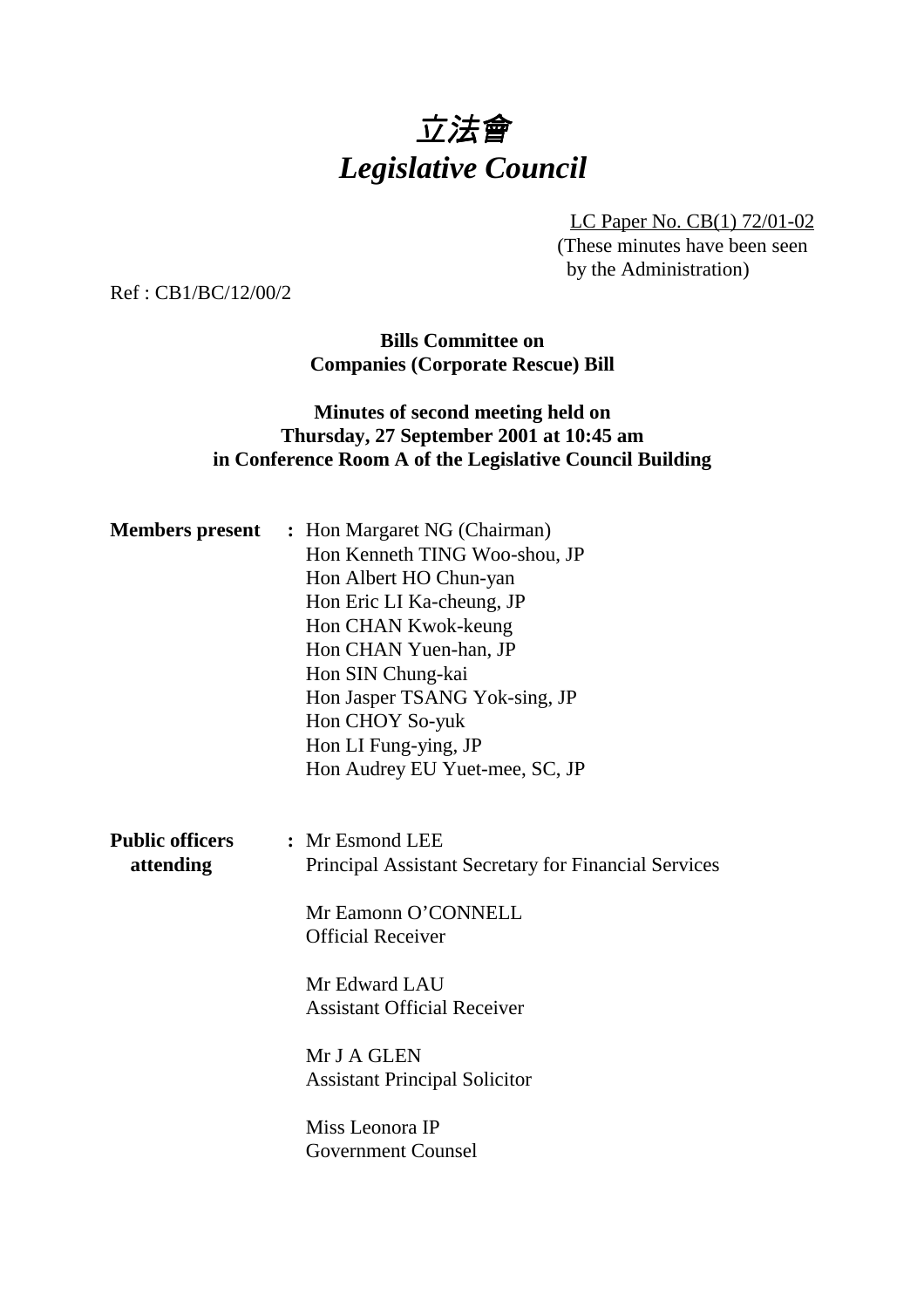# *立法會*
# *Legislative Council*

LC Paper No. CB(1) 72/01-02
(These minutes have been seen by the Administration)

Ref : CB1/BC/12/00/2

**Bills Committee on**
**Companies (Corporate Rescue) Bill**

**Minutes of second meeting held on**
**Thursday, 27 September 2001 at 10:45 am**
**in Conference Room A of the Legislative Council Building**

**Members present :** Hon Margaret NG (Chairman)
Hon Kenneth TING Woo-shou, JP
Hon Albert HO Chun-yan
Hon Eric LI Ka-cheung, JP
Hon CHAN Kwok-keung
Hon CHAN Yuen-han, JP
Hon SIN Chung-kai
Hon Jasper TSANG Yok-sing, JP
Hon CHOY So-yuk
Hon LI Fung-ying, JP
Hon Audrey EU Yuet-mee, SC, JP

**Public officers attending :** Mr Esmond LEE
Principal Assistant Secretary for Financial Services

Mr Eamonn O'CONNELL
Official Receiver

Mr Edward LAU
Assistant Official Receiver

Mr J A GLEN
Assistant Principal Solicitor

Miss Leonora IP
Government Counsel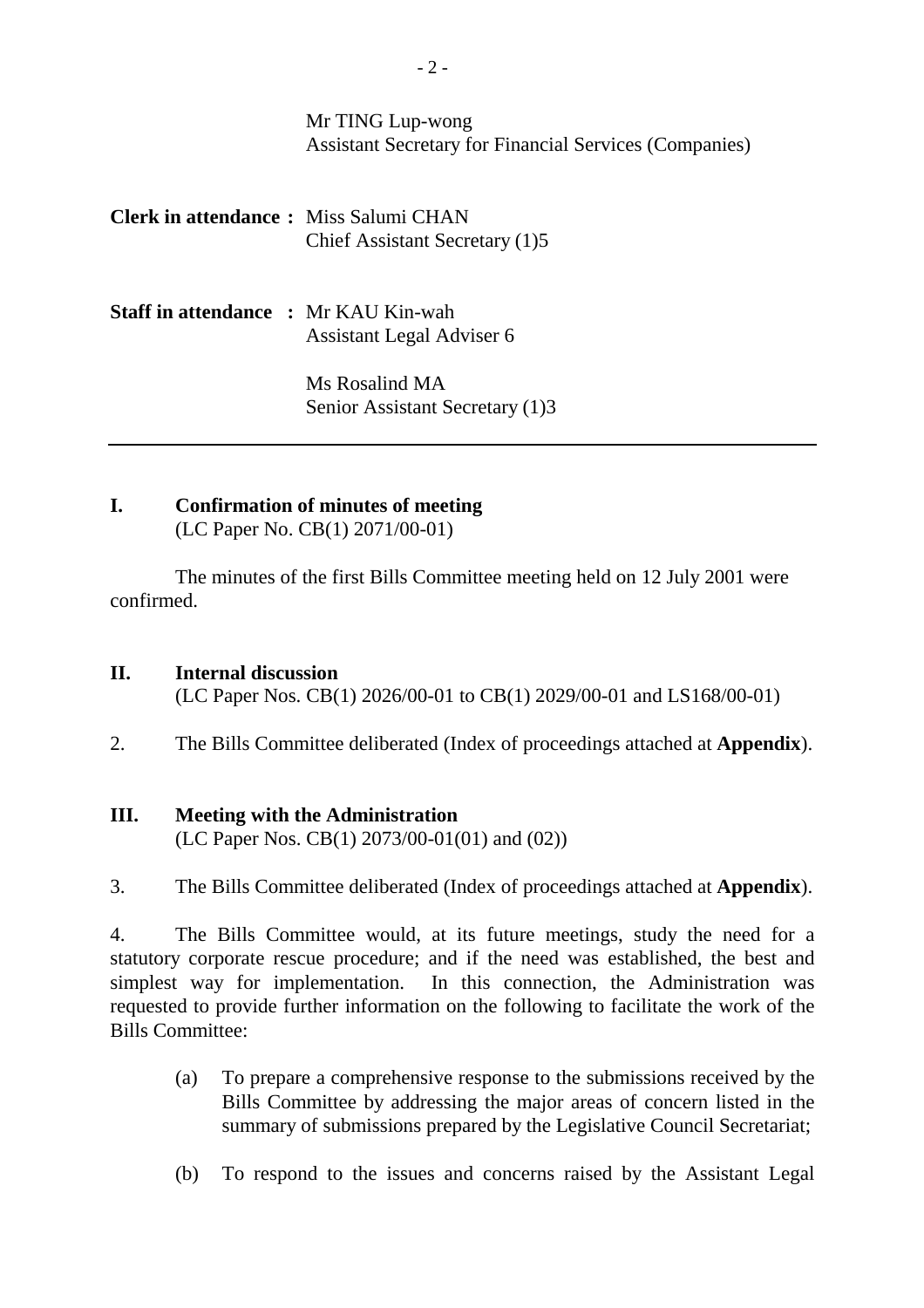Mr TING Lup-wong
Assistant Secretary for Financial Services (Companies)

**Clerk in attendance :** Miss Salumi CHAN
Chief Assistant Secretary (1)5

**Staff in attendance :** Mr KAU Kin-wah
Assistant Legal Adviser 6

Ms Rosalind MA
Senior Assistant Secretary (1)3

---

## I. Confirmation of minutes of meeting

(LC Paper No. CB(1) 2071/00-01)

The minutes of the first Bills Committee meeting held on 12 July 2001 were confirmed.

## II. Internal discussion

(LC Paper Nos. CB(1) 2026/00-01 to CB(1) 2029/00-01 and LS168/00-01)

2. The Bills Committee deliberated (Index of proceedings attached at **Appendix**).

## III. Meeting with the Administration

(LC Paper Nos. CB(1) 2073/00-01(01) and (02))

3. The Bills Committee deliberated (Index of proceedings attached at **Appendix**).

4. The Bills Committee would, at its future meetings, study the need for a statutory corporate rescue procedure; and if the need was established, the best and simplest way for implementation. In this connection, the Administration was requested to provide further information on the following to facilitate the work of the Bills Committee:

(a) To prepare a comprehensive response to the submissions received by the Bills Committee by addressing the major areas of concern listed in the summary of submissions prepared by the Legislative Council Secretariat;

(b) To respond to the issues and concerns raised by the Assistant Legal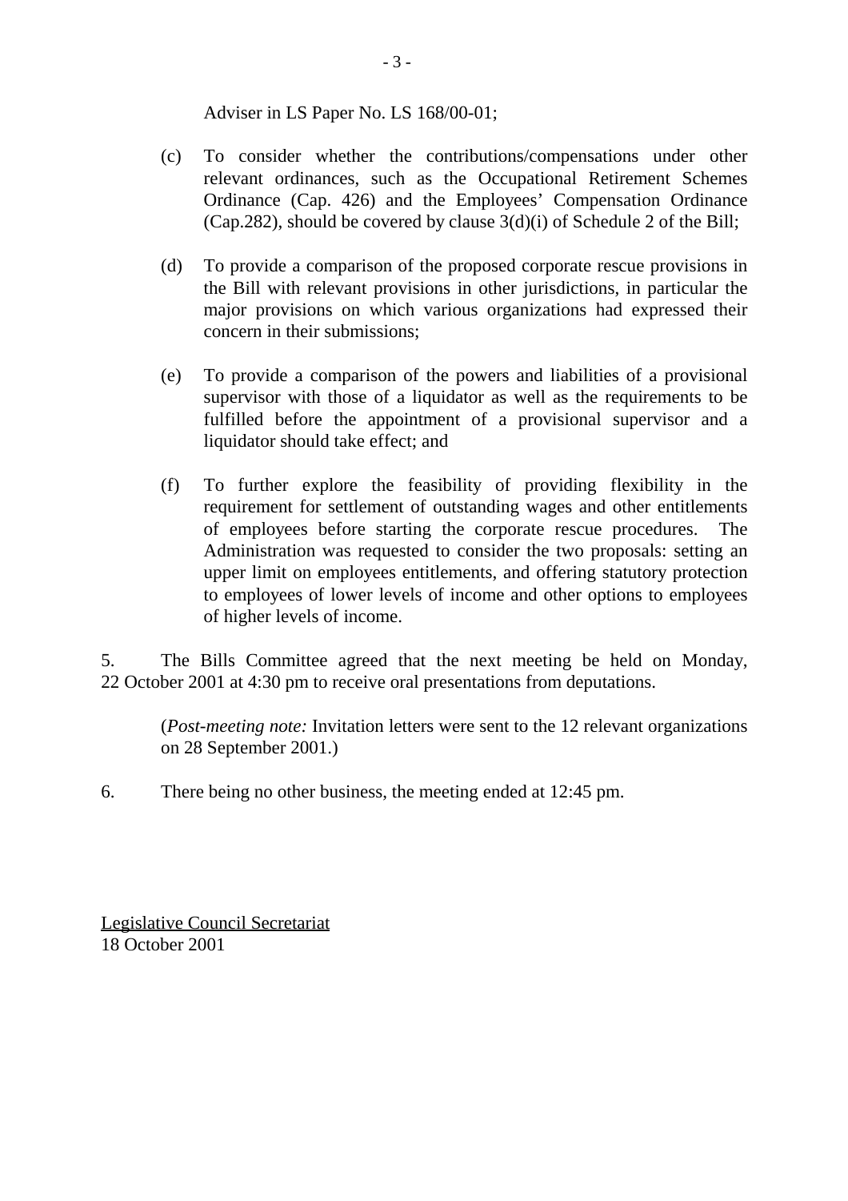Adviser in LS Paper No. LS 168/00-01;

(c) To consider whether the contributions/compensations under other relevant ordinances, such as the Occupational Retirement Schemes Ordinance (Cap. 426) and the Employees' Compensation Ordinance (Cap.282), should be covered by clause 3(d)(i) of Schedule 2 of the Bill;

(d) To provide a comparison of the proposed corporate rescue provisions in the Bill with relevant provisions in other jurisdictions, in particular the major provisions on which various organizations had expressed their concern in their submissions;

(e) To provide a comparison of the powers and liabilities of a provisional supervisor with those of a liquidator as well as the requirements to be fulfilled before the appointment of a provisional supervisor and a liquidator should take effect; and

(f) To further explore the feasibility of providing flexibility in the requirement for settlement of outstanding wages and other entitlements of employees before starting the corporate rescue procedures. The Administration was requested to consider the two proposals: setting an upper limit on employees entitlements, and offering statutory protection to employees of lower levels of income and other options to employees of higher levels of income.

5. The Bills Committee agreed that the next meeting be held on Monday, 22 October 2001 at 4:30 pm to receive oral presentations from deputations.

(*Post-meeting note:* Invitation letters were sent to the 12 relevant organizations on 28 September 2001.)

6. There being no other business, the meeting ended at 12:45 pm.

Legislative Council Secretariat
18 October 2001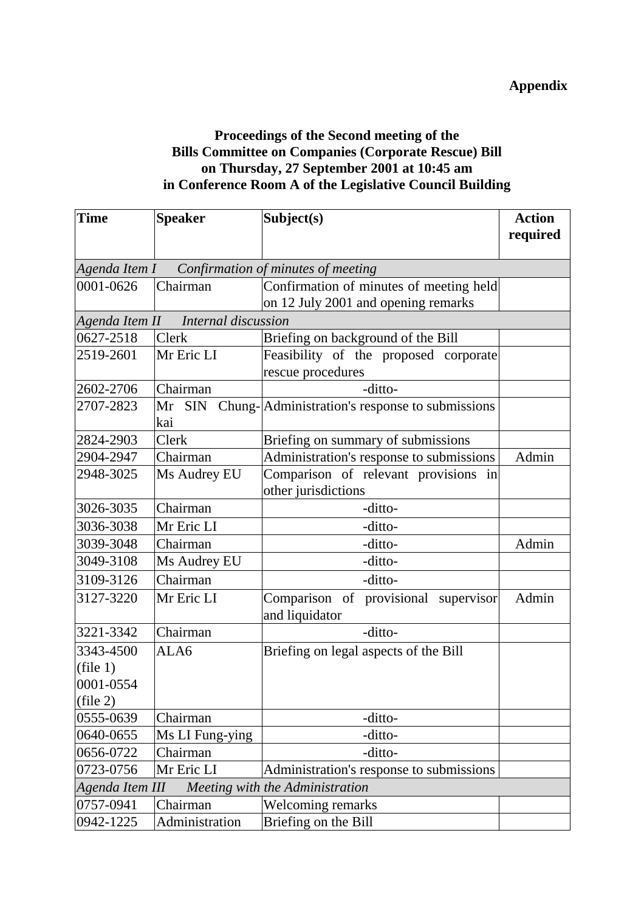**Appendix**

**Proceedings of the Second meeting of the**
**Bills Committee on Companies (Corporate Rescue) Bill**
**on Thursday, 27 September 2001 at 10:45 am**
**in Conference Room A of the Legislative Council Building**

| Time | Speaker | Subject(s) | Action required |
|---|---|---|---|
| *Agenda Item I Confirmation of minutes of meeting* | | | |
| 0001-0626 | Chairman | Confirmation of minutes of meeting held on 12 July 2001 and opening remarks | |
| *Agenda Item II Internal discussion* | | | |
| 0627-2518 | Clerk | Briefing on background of the Bill | |
| 2519-2601 | Mr Eric LI | Feasibility of the proposed corporate rescue procedures | |
| 2602-2706 | Chairman | -ditto- | |
| 2707-2823 | Mr SIN Chung-kai | Administration's response to submissions | |
| 2824-2903 | Clerk | Briefing on summary of submissions | |
| 2904-2947 | Chairman | Administration's response to submissions | Admin |
| 2948-3025 | Ms Audrey EU | Comparison of relevant provisions in other jurisdictions | |
| 3026-3035 | Chairman | -ditto- | |
| 3036-3038 | Mr Eric LI | -ditto- | |
| 3039-3048 | Chairman | -ditto- | Admin |
| 3049-3108 | Ms Audrey EU | -ditto- | |
| 3109-3126 | Chairman | -ditto- | |
| 3127-3220 | Mr Eric LI | Comparison of provisional supervisor and liquidator | Admin |
| 3221-3342 | Chairman | -ditto- | |
| 3343-4500 (file 1) 0001-0554 (file 2) | ALA6 | Briefing on legal aspects of the Bill | |
| 0555-0639 | Chairman | -ditto- | |
| 0640-0655 | Ms LI Fung-ying | -ditto- | |
| 0656-0722 | Chairman | -ditto- | |
| 0723-0756 | Mr Eric LI | Administration's response to submissions | |
| *Agenda Item III Meeting with the Administration* | | | |
| 0757-0941 | Chairman | Welcoming remarks | |
| 0942-1225 | Administration | Briefing on the Bill | |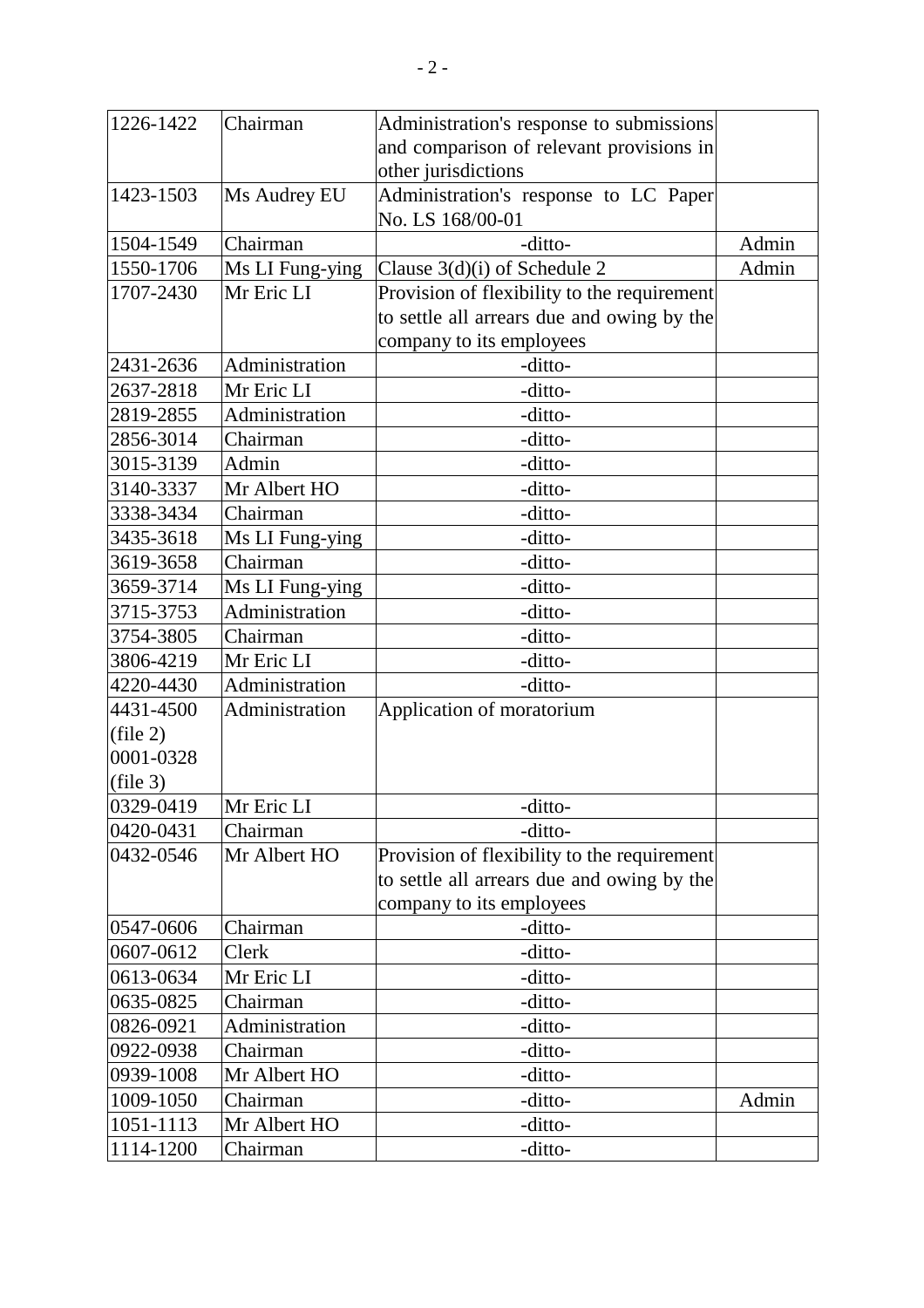| 1226-1422 | Chairman | Administration's response to submissions and comparison of relevant provisions in other jurisdictions | |
|---|---|---|---|
| 1423-1503 | Ms Audrey EU | Administration's response to LC Paper No. LS 168/00-01 | |
| 1504-1549 | Chairman | -ditto- | Admin |
| 1550-1706 | Ms LI Fung-ying | Clause 3(d)(i) of Schedule 2 | Admin |
| 1707-2430 | Mr Eric LI | Provision of flexibility to the requirement to settle all arrears due and owing by the company to its employees | |
| 2431-2636 | Administration | -ditto- | |
| 2637-2818 | Mr Eric LI | -ditto- | |
| 2819-2855 | Administration | -ditto- | |
| 2856-3014 | Chairman | -ditto- | |
| 3015-3139 | Admin | -ditto- | |
| 3140-3337 | Mr Albert HO | -ditto- | |
| 3338-3434 | Chairman | -ditto- | |
| 3435-3618 | Ms LI Fung-ying | -ditto- | |
| 3619-3658 | Chairman | -ditto- | |
| 3659-3714 | Ms LI Fung-ying | -ditto- | |
| 3715-3753 | Administration | -ditto- | |
| 3754-3805 | Chairman | -ditto- | |
| 3806-4219 | Mr Eric LI | -ditto- | |
| 4220-4430 | Administration | -ditto- | |
| 4431-4500 (file 2) 0001-0328 (file 3) | Administration | Application of moratorium | |
| 0329-0419 | Mr Eric LI | -ditto- | |
| 0420-0431 | Chairman | -ditto- | |
| 0432-0546 | Mr Albert HO | Provision of flexibility to the requirement to settle all arrears due and owing by the company to its employees | |
| 0547-0606 | Chairman | -ditto- | |
| 0607-0612 | Clerk | -ditto- | |
| 0613-0634 | Mr Eric LI | -ditto- | |
| 0635-0825 | Chairman | -ditto- | |
| 0826-0921 | Administration | -ditto- | |
| 0922-0938 | Chairman | -ditto- | |
| 0939-1008 | Mr Albert HO | -ditto- | |
| 1009-1050 | Chairman | -ditto- | Admin |
| 1051-1113 | Mr Albert HO | -ditto- | |
| 1114-1200 | Chairman | -ditto- | |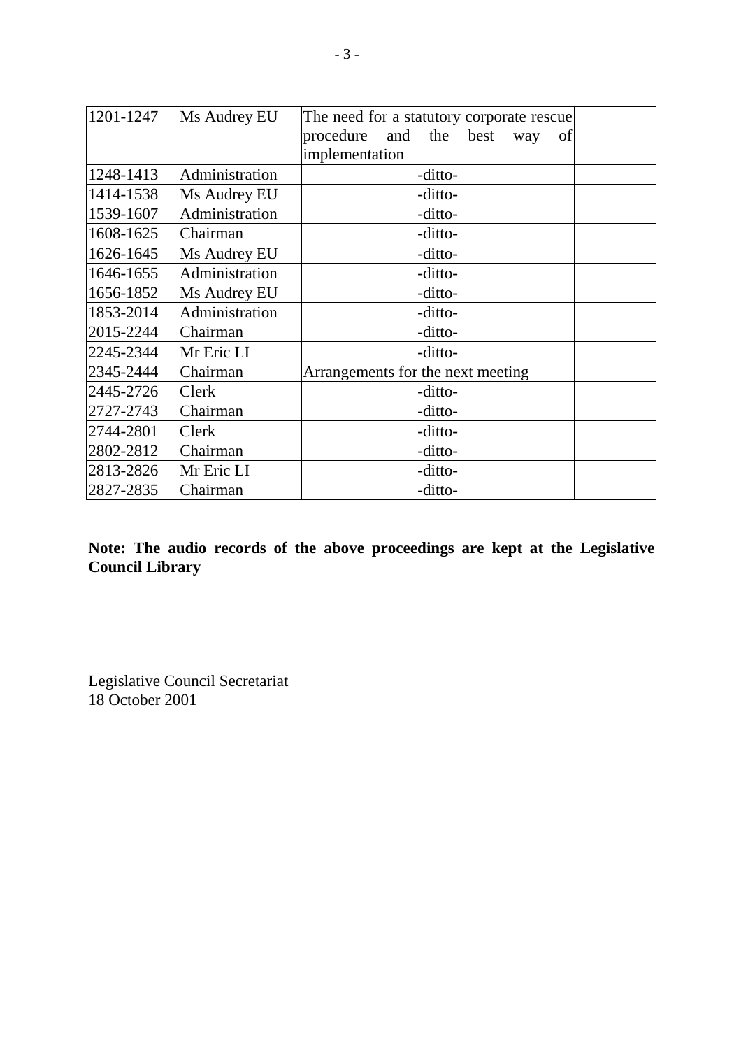| | | | |
|---|---|---|---|
| 1201-1247 | Ms Audrey EU | The need for a statutory corporate rescue procedure and the best way of implementation | |
| 1248-1413 | Administration | -ditto- | |
| 1414-1538 | Ms Audrey EU | -ditto- | |
| 1539-1607 | Administration | -ditto- | |
| 1608-1625 | Chairman | -ditto- | |
| 1626-1645 | Ms Audrey EU | -ditto- | |
| 1646-1655 | Administration | -ditto- | |
| 1656-1852 | Ms Audrey EU | -ditto- | |
| 1853-2014 | Administration | -ditto- | |
| 2015-2244 | Chairman | -ditto- | |
| 2245-2344 | Mr Eric LI | -ditto- | |
| 2345-2444 | Chairman | Arrangements for the next meeting | |
| 2445-2726 | Clerk | -ditto- | |
| 2727-2743 | Chairman | -ditto- | |
| 2744-2801 | Clerk | -ditto- | |
| 2802-2812 | Chairman | -ditto- | |
| 2813-2826 | Mr Eric LI | -ditto- | |
| 2827-2835 | Chairman | -ditto- | |

**Note: The audio records of the above proceedings are kept at the Legislative Council Library**

Legislative Council Secretariat
18 October 2001